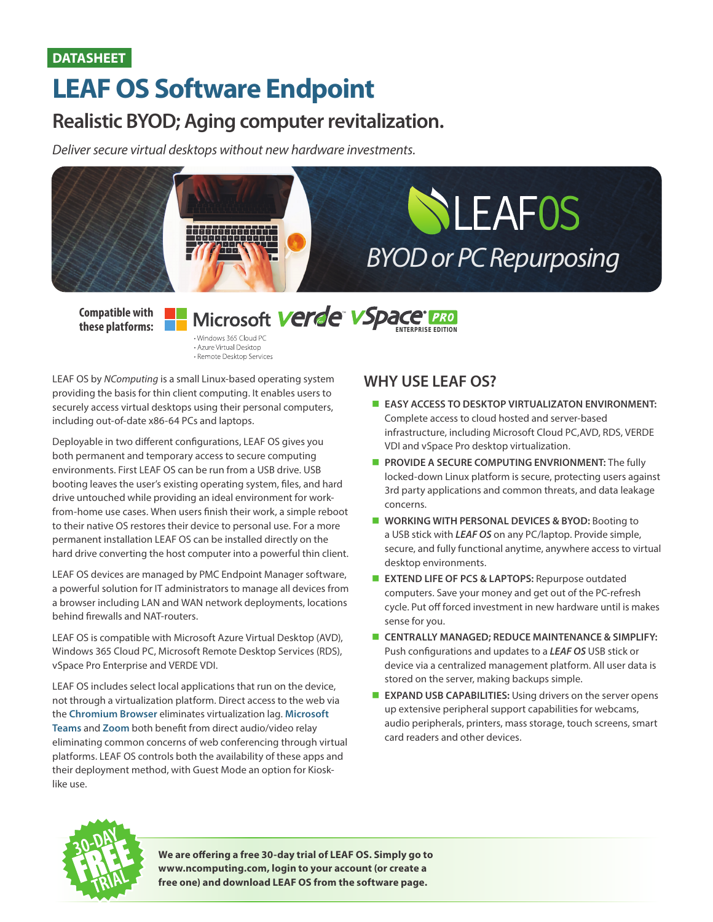DATASHEET

# LEAF OS Software Endpoint

## Realistic BYOD; Aging computer revitalization.

*Deliver secure virtual desktops without new hardware investments.*

LEAF OS

*BYOD or PC Repurposing*

**Compatible with these platforms:** Microsoft verde vSpace PRO ENTERPRISE EDITION

- Windows 365 Cloud PC
- Azure Virtual Desktop
- Remote Desktop Services

LEAF OS by *NComputing* is a small Linux-based operating system providing the basis for thin client computing. It enables users to securely access virtual desktops using their personal computers, including out-of-date x86-64 PCs and laptops.

Deployable in two different configurations, LEAF OS gives you both permanent and temporary access to secure computing environments. First LEAF OS can be run from a USB drive. USB booting leaves the user's existing operating system, files, and hard drive untouched while providing an ideal environment for work-from-home use cases. When users finish their work, a simple reboot to their native OS restores their device to personal use. For a more permanent installation LEAF OS can be installed directly on the hard drive converting the host computer into a powerful thin client.

LEAF OS devices are managed by PMC Endpoint Manager software, a powerful solution for IT administrators to manage all devices from a browser including LAN and WAN network deployments, locations behind firewalls and NAT-routers.

LEAF OS is compatible with Microsoft Azure Virtual Desktop (AVD), Windows 365 Cloud PC, Microsoft Remote Desktop Services (RDS), vSpace Pro Enterprise and VERDE VDI.

LEAF OS includes select local applications that run on the device, not through a virtualization platform. Direct access to the web via the **Chromium Browser** eliminates virtualization lag. **Microsoft Teams** and **Zoom** both benefit from direct audio/video relay eliminating common concerns of web conferencing through virtual platforms. LEAF OS controls both the availability of these apps and their deployment method, with Guest Mode an option for Kiosk-like use.

## WHY USE LEAF OS?

- **EASY ACCESS TO DESKTOP VIRTUALIZATON ENVIRONMENT:** Complete access to cloud hosted and server-based infrastructure, including Microsoft Cloud PC,AVD, RDS, VERDE VDI and vSpace Pro desktop virtualization.
- **PROVIDE A SECURE COMPUTING ENVRIONMENT:** The fully locked-down Linux platform is secure, protecting users against 3rd party applications and common threats, and data leakage concerns.
- **WORKING WITH PERSONAL DEVICES & BYOD:** Booting to a USB stick with ***LEAF OS*** on any PC/laptop. Provide simple, secure, and fully functional anytime, anywhere access to virtual desktop environments.
- **EXTEND LIFE OF PCS & LAPTOPS:** Repurpose outdated computers. Save your money and get out of the PC-refresh cycle. Put off forced investment in new hardware until is makes sense for you.
- **CENTRALLY MANAGED; REDUCE MAINTENANCE & SIMPLIFY:** Push configurations and updates to a ***LEAF OS*** USB stick or device via a centralized management platform. All user data is stored on the server, making backups simple.
- **EXPAND USB CAPABILITIES:** Using drivers on the server opens up extensive peripheral support capabilities for webcams, audio peripherals, printers, mass storage, touch screens, smart card readers and other devices.

30-DAY FREE TRIAL

**We are offering a free 30-day trial of LEAF OS. Simply go to www.ncomputing.com, login to your account (or create a free one) and download LEAF OS from the software page.**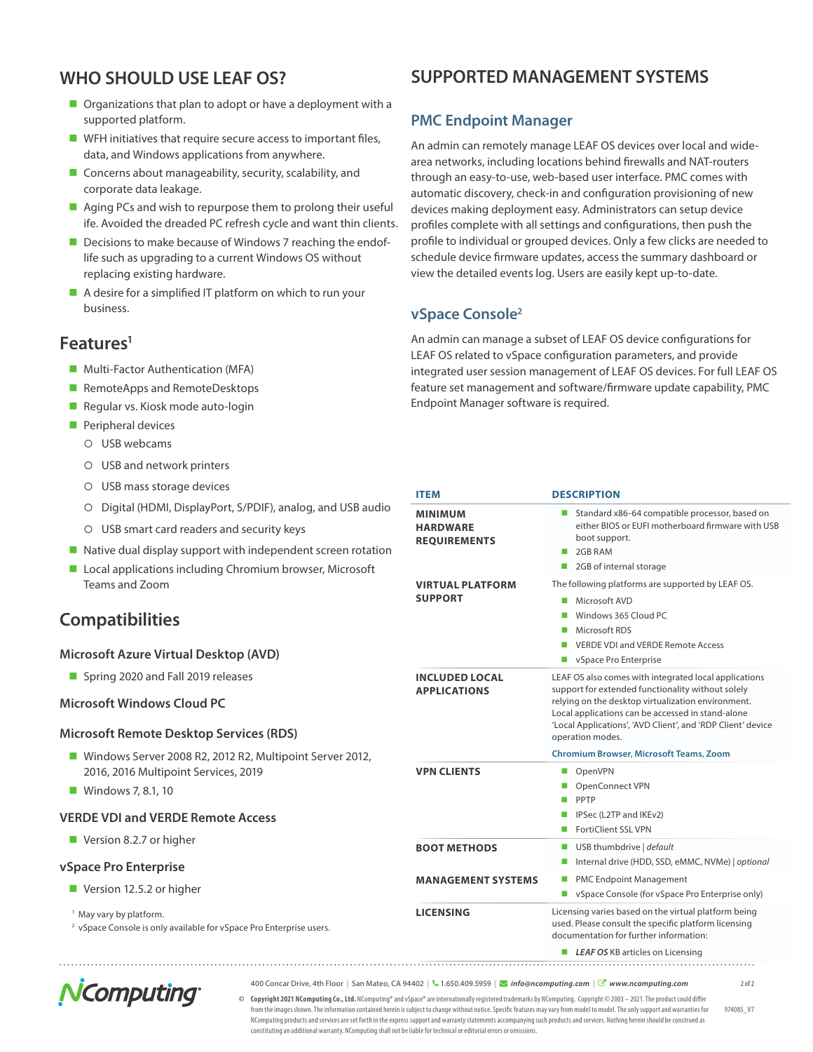## WHO SHOULD USE LEAF OS?

- Organizations that plan to adopt or have a deployment with a supported platform.
- WFH initiatives that require secure access to important files, data, and Windows applications from anywhere.
- Concerns about manageability, security, scalability, and corporate data leakage.
- Aging PCs and wish to repurpose them to prolong their useful ife. Avoided the dreaded PC refresh cycle and want thin clients.
- Decisions to make because of Windows 7 reaching the endof-life such as upgrading to a current Windows OS without replacing existing hardware.
- A desire for a simplified IT platform on which to run your business.

## Features[1]

- Multi-Factor Authentication (MFA)
- RemoteApps and RemoteDesktops
- Regular vs. Kiosk mode auto-login
- Peripheral devices
  - USB webcams
  - USB and network printers
  - USB mass storage devices
  - Digital (HDMI, DisplayPort, S/PDIF), analog, and USB audio
  - USB smart card readers and security keys
- Native dual display support with independent screen rotation
- Local applications including Chromium browser, Microsoft Teams and Zoom

## Compatibilities

### Microsoft Azure Virtual Desktop (AVD)

- Spring 2020 and Fall 2019 releases

### Microsoft Windows Cloud PC

### Microsoft Remote Desktop Services (RDS)

- Windows Server 2008 R2, 2012 R2, Multipoint Server 2012, 2016, 2016 Multipoint Services, 2019
- Windows 7, 8.1, 10

### VERDE VDI and VERDE Remote Access

- Version 8.2.7 or higher

### vSpace Pro Enterprise

- Version 12.5.2 or higher

[1] May vary by platform.
[2] vSpace Console is only available for vSpace Pro Enterprise users.

## SUPPORTED MANAGEMENT SYSTEMS

### PMC Endpoint Manager

An admin can remotely manage LEAF OS devices over local and wide-area networks, including locations behind firewalls and NAT-routers through an easy-to-use, web-based user interface. PMC comes with automatic discovery, check-in and configuration provisioning of new devices making deployment easy. Administrators can setup device profiles complete with all settings and configurations, then push the profile to individual or grouped devices. Only a few clicks are needed to schedule device firmware updates, access the summary dashboard or view the detailed events log. Users are easily kept up-to-date.

### vSpace Console[2]

An admin can manage a subset of LEAF OS device configurations for LEAF OS related to vSpace configuration parameters, and provide integrated user session management of LEAF OS devices. For full LEAF OS feature set management and software/firmware update capability, PMC Endpoint Manager software is required.

| ITEM | DESCRIPTION |
|---|---|
| **MINIMUM HARDWARE REQUIREMENTS** | ■ Standard x86-64 compatible processor, based on either BIOS or EUFI motherboard firmware with USB boot support.<br>■ 2GB RAM<br>■ 2GB of internal storage |
| **VIRTUAL PLATFORM SUPPORT** | The following platforms are supported by LEAF OS.<br>■ Microsoft AVD<br>■ Windows 365 Cloud PC<br>■ Microsoft RDS<br>■ VERDE VDI and VERDE Remote Access<br>■ vSpace Pro Enterprise |
| **INCLUDED LOCAL APPLICATIONS** | LEAF OS also comes with integrated local applications support for extended functionality without solely relying on the desktop virtualization environment. Local applications can be accessed in stand-alone 'Local Applications', 'AVD Client', and 'RDP Client' device operation modes.<br>**Chromium Browser, Microsoft Teams, Zoom** |
| **VPN CLIENTS** | ■ OpenVPN<br>■ OpenConnect VPN<br>■ PPTP<br>■ IPSec (L2TP and IKEv2)<br>■ FortiClient SSL VPN |
| **BOOT METHODS** | ■ USB thumbdrive \| *default*<br>■ Internal drive (HDD, SSD, eMMC, NVMe) \| *optional* |
| **MANAGEMENT SYSTEMS** | ■ PMC Endpoint Management<br>■ vSpace Console (for vSpace Pro Enterprise only) |
| **LICENSING** | Licensing varies based on the virtual platform being used. Please consult the specific platform licensing documentation for further information:<br>■ ***LEAF OS*** KB articles on Licensing |

NComputing

400 Concar Drive, 4th Floor | San Mateo, CA 94402 | 1.650.409.5959 | **info@ncomputing.com** | **www.ncomputing.com**

© **Copyright 2021 NComputing Co., Ltd.** NComputing® and vSpace® are internationally registered trademarks by NComputing. Copyright © 2003 – 2021. The product could differ from the images shown. The information contained herein is subject to change without notice. Specific features may vary from model to model. The only support and warranties for NComputing products and services are set forth in the express support and warranty statements accompanying such products and services. Nothing herein should be construed as constituting an additional warranty. NComputing shall not be liable for technical or editorial errors or omissions.

974085_V7